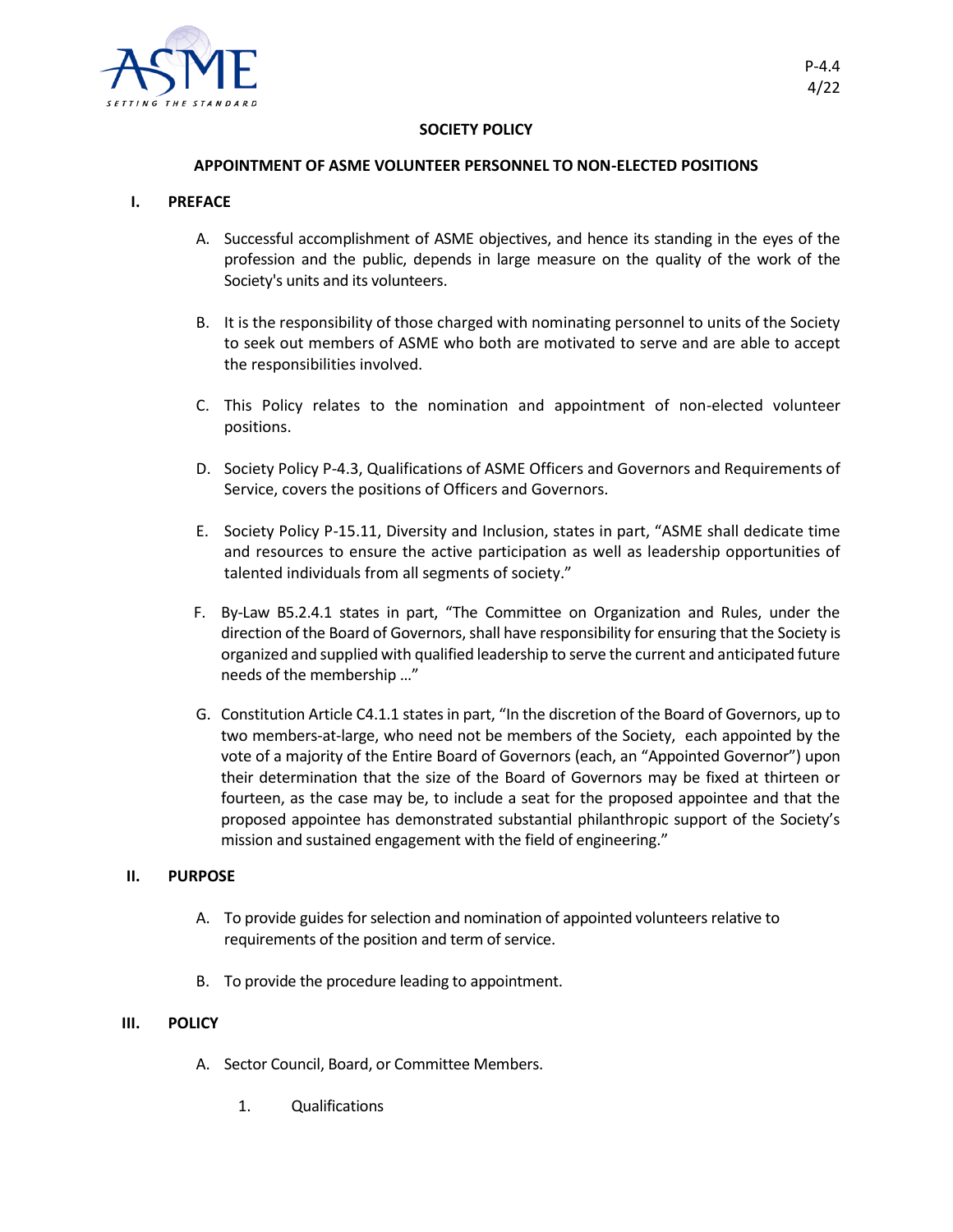P-4.4
4/22

# SOCIETY POLICY

## APPOINTMENT OF ASME VOLUNTEER PERSONNEL TO NON-ELECTED POSITIONS

### I. PREFACE

A. Successful accomplishment of ASME objectives, and hence its standing in the eyes of the profession and the public, depends in large measure on the quality of the work of the Society's units and its volunteers.

B. It is the responsibility of those charged with nominating personnel to units of the Society to seek out members of ASME who both are motivated to serve and are able to accept the responsibilities involved.

C. This Policy relates to the nomination and appointment of non-elected volunteer positions.

D. Society Policy P-4.3, Qualifications of ASME Officers and Governors and Requirements of Service, covers the positions of Officers and Governors.

E. Society Policy P-15.11, Diversity and Inclusion, states in part, "ASME shall dedicate time and resources to ensure the active participation as well as leadership opportunities of talented individuals from all segments of society."

F. By-Law B5.2.4.1 states in part, "The Committee on Organization and Rules, under the direction of the Board of Governors, shall have responsibility for ensuring that the Society is organized and supplied with qualified leadership to serve the current and anticipated future needs of the membership …"

G. Constitution Article C4.1.1 states in part, "In the discretion of the Board of Governors, up to two members-at-large, who need not be members of the Society, each appointed by the vote of a majority of the Entire Board of Governors (each, an "Appointed Governor") upon their determination that the size of the Board of Governors may be fixed at thirteen or fourteen, as the case may be, to include a seat for the proposed appointee and that the proposed appointee has demonstrated substantial philanthropic support of the Society's mission and sustained engagement with the field of engineering."

### II. PURPOSE

A. To provide guides for selection and nomination of appointed volunteers relative to requirements of the position and term of service.

B. To provide the procedure leading to appointment.

### III. POLICY

A. Sector Council, Board, or Committee Members.

1. Qualifications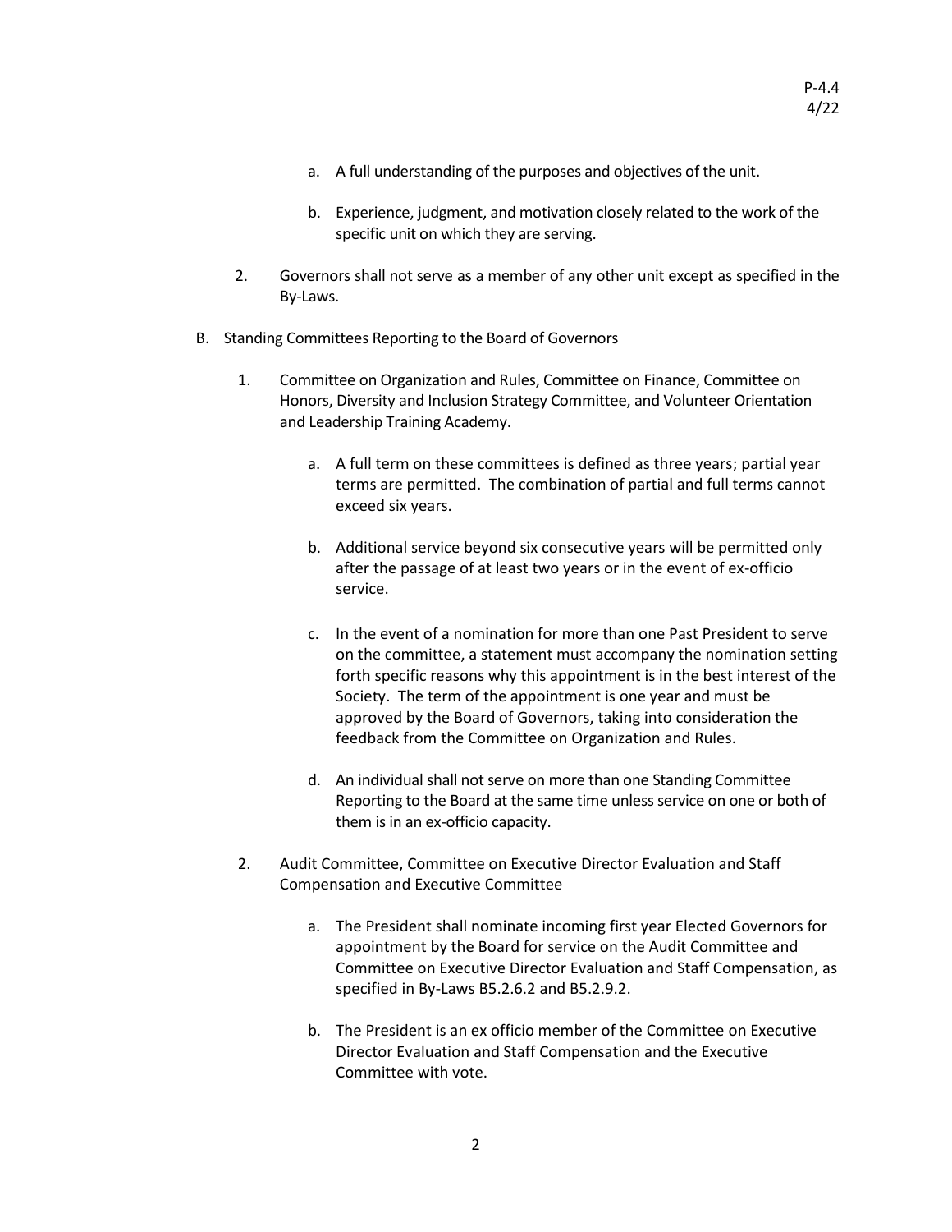a. A full understanding of the purposes and objectives of the unit.

b. Experience, judgment, and motivation closely related to the work of the specific unit on which they are serving.

2. Governors shall not serve as a member of any other unit except as specified in the By-Laws.

B. Standing Committees Reporting to the Board of Governors

1. Committee on Organization and Rules, Committee on Finance, Committee on Honors, Diversity and Inclusion Strategy Committee, and Volunteer Orientation and Leadership Training Academy.

   a. A full term on these committees is defined as three years; partial year terms are permitted. The combination of partial and full terms cannot exceed six years.

   b. Additional service beyond six consecutive years will be permitted only after the passage of at least two years or in the event of ex-officio service.

   c. In the event of a nomination for more than one Past President to serve on the committee, a statement must accompany the nomination setting forth specific reasons why this appointment is in the best interest of the Society. The term of the appointment is one year and must be approved by the Board of Governors, taking into consideration the feedback from the Committee on Organization and Rules.

   d. An individual shall not serve on more than one Standing Committee Reporting to the Board at the same time unless service on one or both of them is in an ex-officio capacity.

2. Audit Committee, Committee on Executive Director Evaluation and Staff Compensation and Executive Committee

   a. The President shall nominate incoming first year Elected Governors for appointment by the Board for service on the Audit Committee and Committee on Executive Director Evaluation and Staff Compensation, as specified in By-Laws B5.2.6.2 and B5.2.9.2.

   b. The President is an ex officio member of the Committee on Executive Director Evaluation and Staff Compensation and the Executive Committee with vote.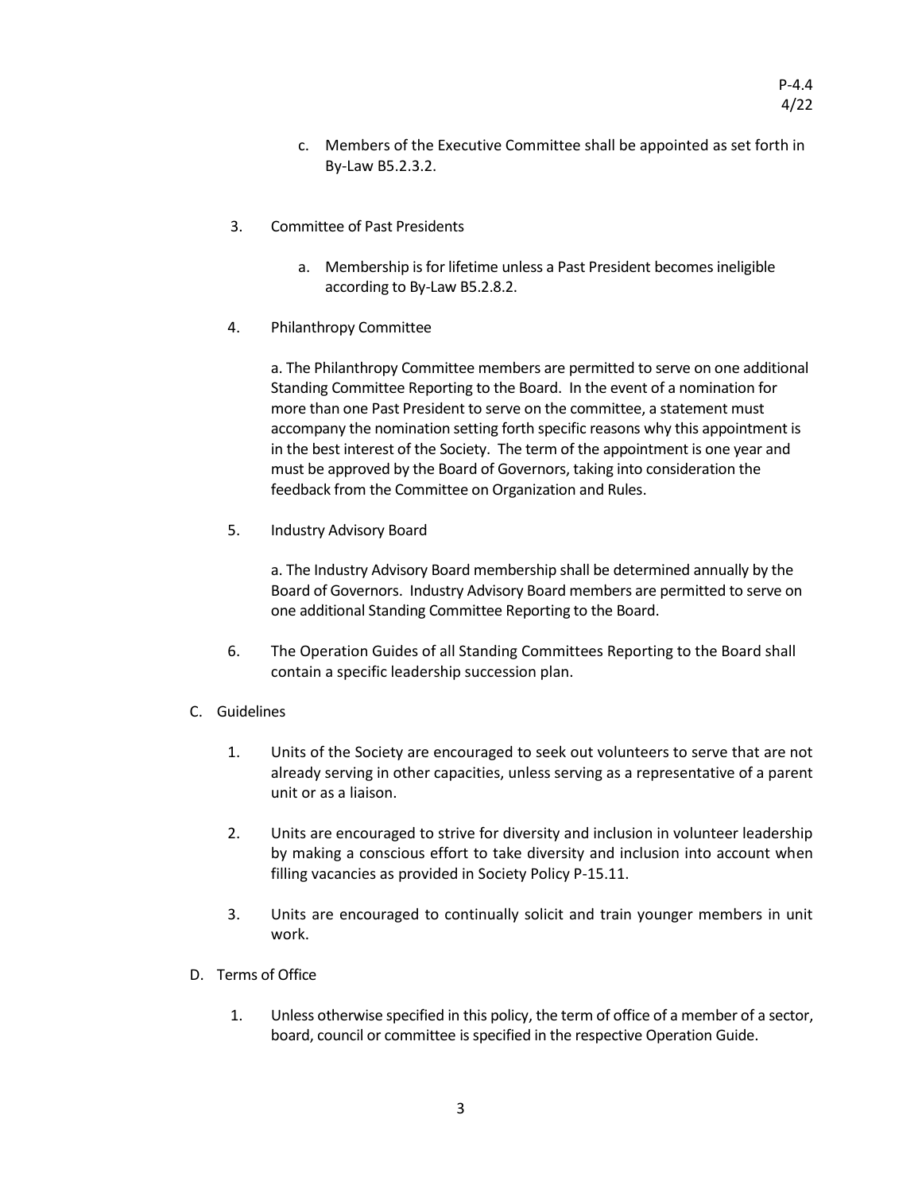c. Members of the Executive Committee shall be appointed as set forth in By-Law B5.2.3.2.

3. Committee of Past Presidents

   a. Membership is for lifetime unless a Past President becomes ineligible according to By-Law B5.2.8.2.

4. Philanthropy Committee

   a. The Philanthropy Committee members are permitted to serve on one additional Standing Committee Reporting to the Board. In the event of a nomination for more than one Past President to serve on the committee, a statement must accompany the nomination setting forth specific reasons why this appointment is in the best interest of the Society. The term of the appointment is one year and must be approved by the Board of Governors, taking into consideration the feedback from the Committee on Organization and Rules.

5. Industry Advisory Board

   a. The Industry Advisory Board membership shall be determined annually by the Board of Governors. Industry Advisory Board members are permitted to serve on one additional Standing Committee Reporting to the Board.

6. The Operation Guides of all Standing Committees Reporting to the Board shall contain a specific leadership succession plan.

C. Guidelines

1. Units of the Society are encouraged to seek out volunteers to serve that are not already serving in other capacities, unless serving as a representative of a parent unit or as a liaison.

2. Units are encouraged to strive for diversity and inclusion in volunteer leadership by making a conscious effort to take diversity and inclusion into account when filling vacancies as provided in Society Policy P-15.11.

3. Units are encouraged to continually solicit and train younger members in unit work.

D. Terms of Office

1. Unless otherwise specified in this policy, the term of office of a member of a sector, board, council or committee is specified in the respective Operation Guide.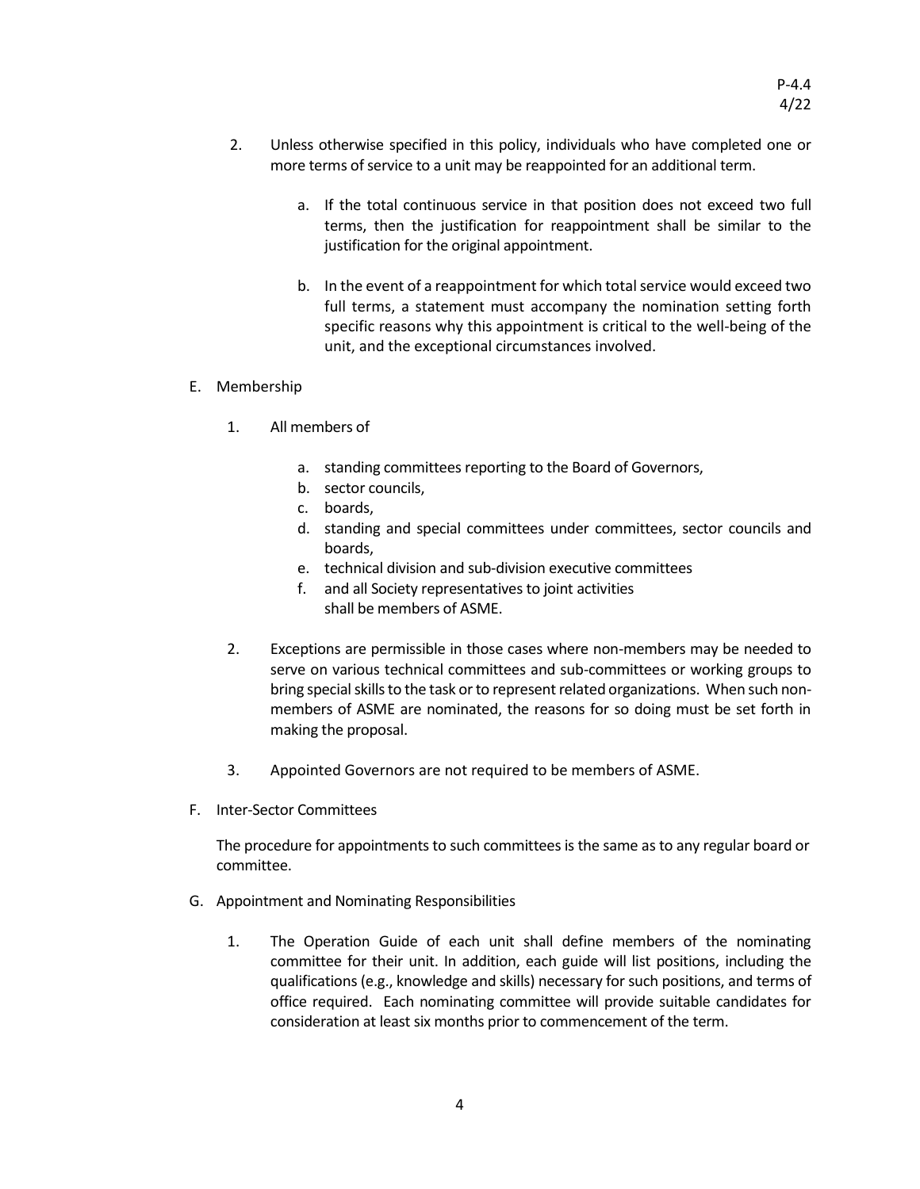2. Unless otherwise specified in this policy, individuals who have completed one or more terms of service to a unit may be reappointed for an additional term.

   a. If the total continuous service in that position does not exceed two full terms, then the justification for reappointment shall be similar to the justification for the original appointment.

   b. In the event of a reappointment for which total service would exceed two full terms, a statement must accompany the nomination setting forth specific reasons why this appointment is critical to the well-being of the unit, and the exceptional circumstances involved.

E. Membership

1. All members of

   a. standing committees reporting to the Board of Governors,
   b. sector councils,
   c. boards,
   d. standing and special committees under committees, sector councils and boards,
   e. technical division and sub-division executive committees
   f. and all Society representatives to joint activities
   shall be members of ASME.

2. Exceptions are permissible in those cases where non-members may be needed to serve on various technical committees and sub-committees or working groups to bring special skills to the task or to represent related organizations. When such non-members of ASME are nominated, the reasons for so doing must be set forth in making the proposal.

3. Appointed Governors are not required to be members of ASME.

F. Inter-Sector Committees

The procedure for appointments to such committees is the same as to any regular board or committee.

G. Appointment and Nominating Responsibilities

1. The Operation Guide of each unit shall define members of the nominating committee for their unit. In addition, each guide will list positions, including the qualifications (e.g., knowledge and skills) necessary for such positions, and terms of office required. Each nominating committee will provide suitable candidates for consideration at least six months prior to commencement of the term.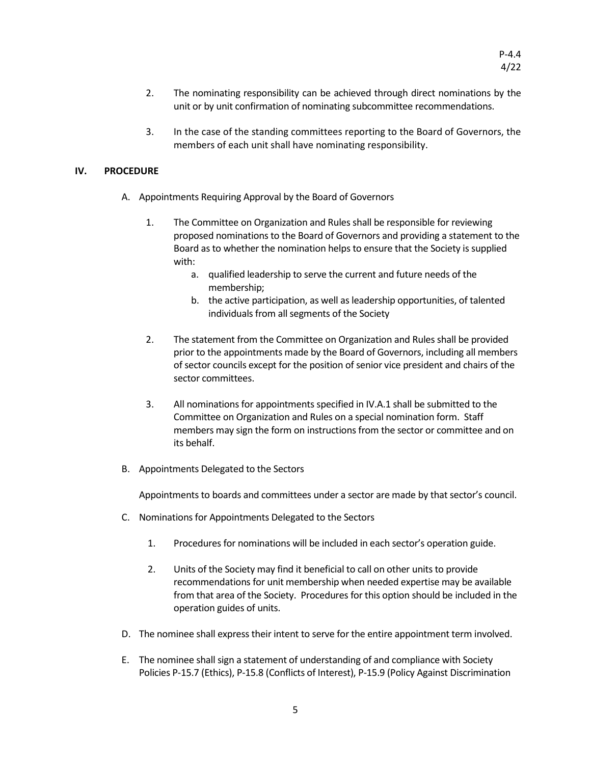2. The nominating responsibility can be achieved through direct nominations by the unit or by unit confirmation of nominating subcommittee recommendations.

3. In the case of the standing committees reporting to the Board of Governors, the members of each unit shall have nominating responsibility.

## IV. PROCEDURE

A. Appointments Requiring Approval by the Board of Governors

1. The Committee on Organization and Rules shall be responsible for reviewing proposed nominations to the Board of Governors and providing a statement to the Board as to whether the nomination helps to ensure that the Society is supplied with:
   a. qualified leadership to serve the current and future needs of the membership;
   b. the active participation, as well as leadership opportunities, of talented individuals from all segments of the Society

2. The statement from the Committee on Organization and Rules shall be provided prior to the appointments made by the Board of Governors, including all members of sector councils except for the position of senior vice president and chairs of the sector committees.

3. All nominations for appointments specified in IV.A.1 shall be submitted to the Committee on Organization and Rules on a special nomination form. Staff members may sign the form on instructions from the sector or committee and on its behalf.

B. Appointments Delegated to the Sectors

Appointments to boards and committees under a sector are made by that sector's council.

C. Nominations for Appointments Delegated to the Sectors

1. Procedures for nominations will be included in each sector's operation guide.

2. Units of the Society may find it beneficial to call on other units to provide recommendations for unit membership when needed expertise may be available from that area of the Society. Procedures for this option should be included in the operation guides of units.

D. The nominee shall express their intent to serve for the entire appointment term involved.

E. The nominee shall sign a statement of understanding of and compliance with Society Policies P-15.7 (Ethics), P-15.8 (Conflicts of Interest), P-15.9 (Policy Against Discrimination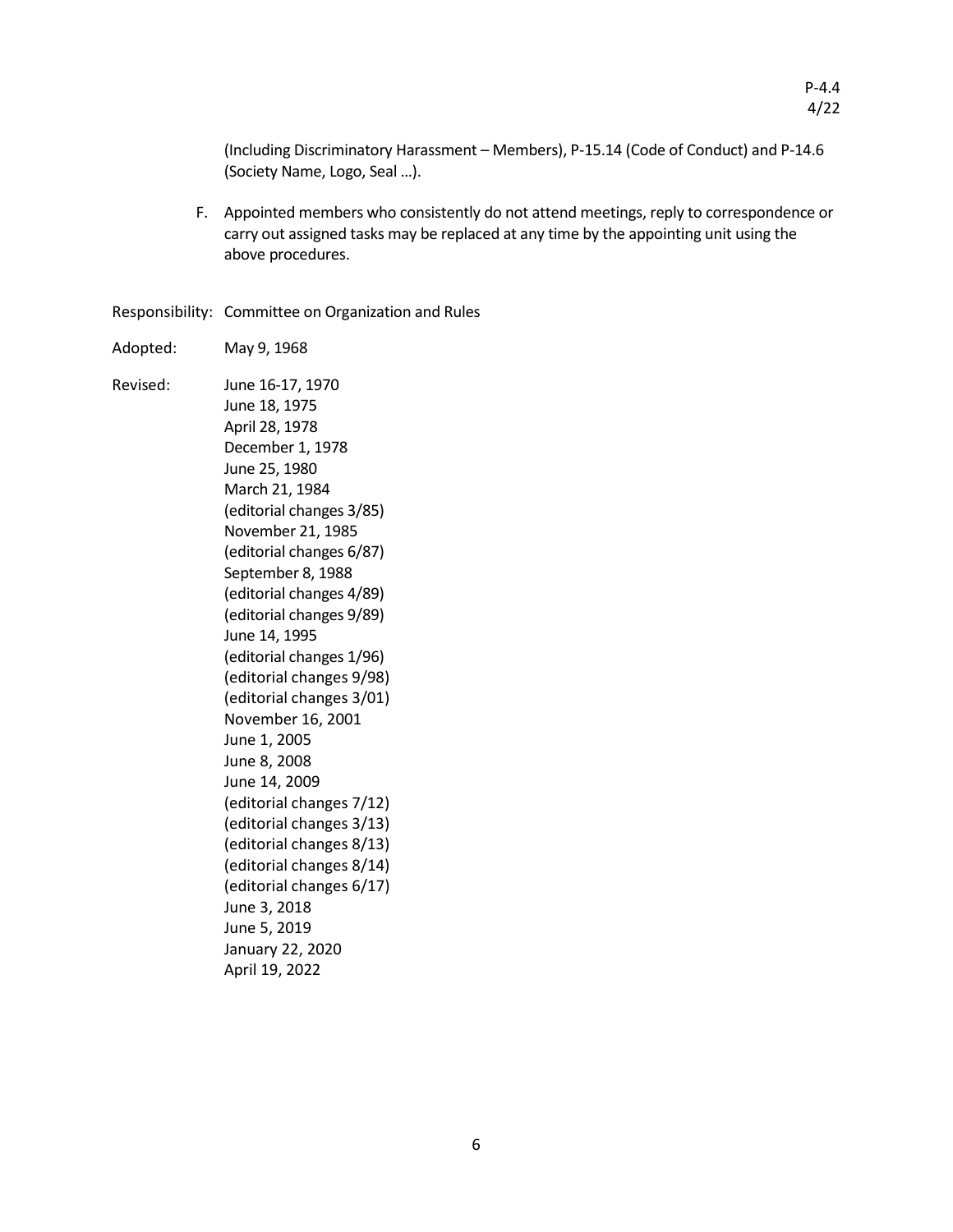(Including Discriminatory Harassment – Members), P-15.14 (Code of Conduct) and P-14.6 (Society Name, Logo, Seal …).

F. Appointed members who consistently do not attend meetings, reply to correspondence or carry out assigned tasks may be replaced at any time by the appointing unit using the above procedures.

Responsibility: Committee on Organization and Rules

Adopted: May 9, 1968

Revised: June 16-17, 1970
June 18, 1975
April 28, 1978
December 1, 1978
June 25, 1980
March 21, 1984
(editorial changes 3/85)
November 21, 1985
(editorial changes 6/87)
September 8, 1988
(editorial changes 4/89)
(editorial changes 9/89)
June 14, 1995
(editorial changes 1/96)
(editorial changes 9/98)
(editorial changes 3/01)
November 16, 2001
June 1, 2005
June 8, 2008
June 14, 2009
(editorial changes 7/12)
(editorial changes 3/13)
(editorial changes 8/13)
(editorial changes 8/14)
(editorial changes 6/17)
June 3, 2018
June 5, 2019
January 22, 2020
April 19, 2022